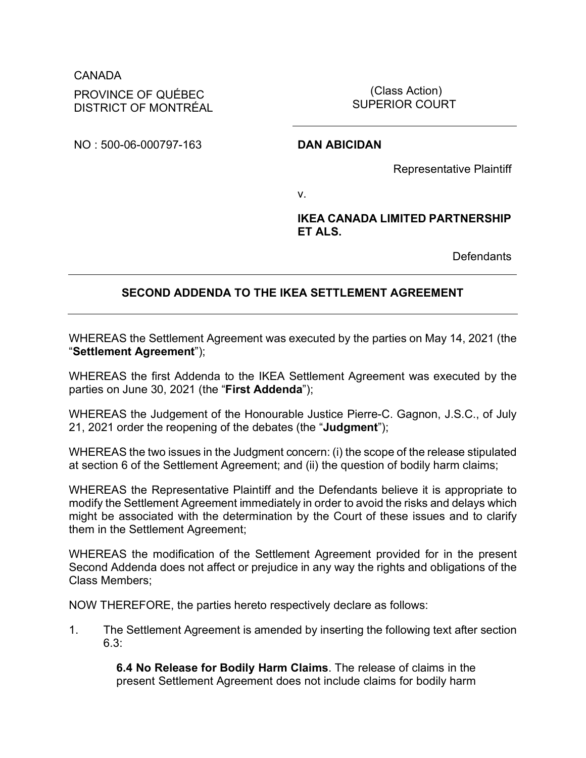CANADA

PROVINCE OF QUÉBEC
DISTRICT OF MONTRÉAL

(Class Action)
SUPERIOR COURT

NO : 500-06-000797-163

**DAN ABICIDAN**

Representative Plaintiff

v.

**IKEA CANADA LIMITED PARTNERSHIP ET ALS.**

Defendants

---

## SECOND ADDENDA TO THE IKEA SETTLEMENT AGREEMENT

---

WHEREAS the Settlement Agreement was executed by the parties on May 14, 2021 (the "**Settlement Agreement**");

WHEREAS the first Addenda to the IKEA Settlement Agreement was executed by the parties on June 30, 2021 (the "**First Addenda**");

WHEREAS the Judgement of the Honourable Justice Pierre-C. Gagnon, J.S.C., of July 21, 2021 order the reopening of the debates (the "**Judgment**");

WHEREAS the two issues in the Judgment concern: (i) the scope of the release stipulated at section 6 of the Settlement Agreement; and (ii) the question of bodily harm claims;

WHEREAS the Representative Plaintiff and the Defendants believe it is appropriate to modify the Settlement Agreement immediately in order to avoid the risks and delays which might be associated with the determination by the Court of these issues and to clarify them in the Settlement Agreement;

WHEREAS the modification of the Settlement Agreement provided for in the present Second Addenda does not affect or prejudice in any way the rights and obligations of the Class Members;

NOW THEREFORE, the parties hereto respectively declare as follows:

1. The Settlement Agreement is amended by inserting the following text after section 6.3:

   **6.4 No Release for Bodily Harm Claims**. The release of claims in the present Settlement Agreement does not include claims for bodily harm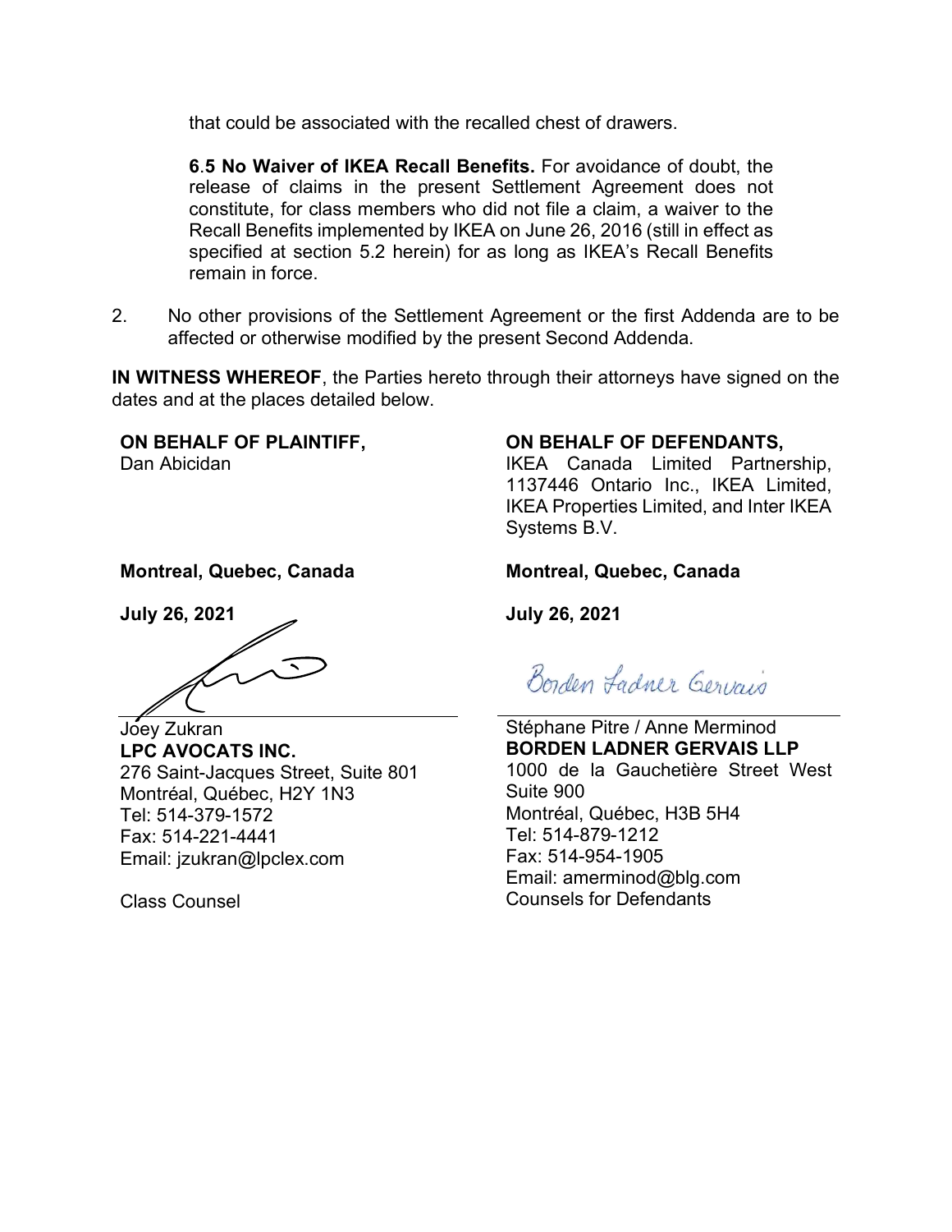that could be associated with the recalled chest of drawers.

**6.5 No Waiver of IKEA Recall Benefits.** For avoidance of doubt, the release of claims in the present Settlement Agreement does not constitute, for class members who did not file a claim, a waiver to the Recall Benefits implemented by IKEA on June 26, 2016 (still in effect as specified at section 5.2 herein) for as long as IKEA's Recall Benefits remain in force.

2. No other provisions of the Settlement Agreement or the first Addenda are to be affected or otherwise modified by the present Second Addenda.

**IN WITNESS WHEREOF**, the Parties hereto through their attorneys have signed on the dates and at the places detailed below.

**ON BEHALF OF PLAINTIFF,**
Dan Abicidan

**Montreal, Quebec, Canada**

**July 26, 2021**

Joey Zukran
**LPC AVOCATS INC.**
276 Saint-Jacques Street, Suite 801
Montréal, Québec, H2Y 1N3
Tel: 514-379-1572
Fax: 514-221-4441
Email: jzukran@lpclex.com

Class Counsel

**ON BEHALF OF DEFENDANTS,**
IKEA Canada Limited Partnership, 1137446 Ontario Inc., IKEA Limited, IKEA Properties Limited, and Inter IKEA Systems B.V.

**Montreal, Quebec, Canada**

**July 26, 2021**

Borden Ladner Gervais

Stéphane Pitre / Anne Merminod
**BORDEN LADNER GERVAIS LLP**
1000 de la Gauchetière Street West
Suite 900
Montréal, Québec, H3B 5H4
Tel: 514-879-1212
Fax: 514-954-1905
Email: amerminod@blg.com
Counsels for Defendants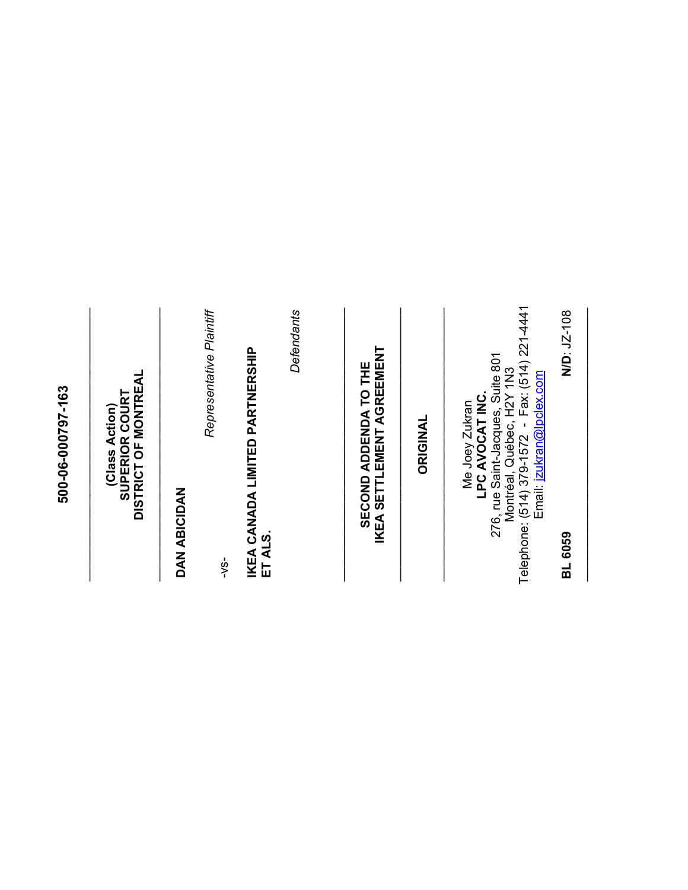**500-06-000797-163**

**(Class Action)**
**SUPERIOR COURT**
**DISTRICT OF MONTREAL**

---

**DAN ABICIDAN**

*Representative Plaintiff*

-vs-

**IKEA CANADA LIMITED PARTNERSHIP ET ALS.**

*Defendants*

---

**SECOND ADDENDA TO THE IKEA SETTLEMENT AGREEMENT**

---

**ORIGINAL**

---

Me Joey Zukran
**LPC AVOCAT INC.**
276, rue Saint-Jacques, Suite 801
Montréal, Québec, H2Y 1N3
Telephone: (514) 379-1572 - Fax: (514) 221-4441
Email: jzukran@lpclex.com

**BL 6059** **N/D**: JZ-108